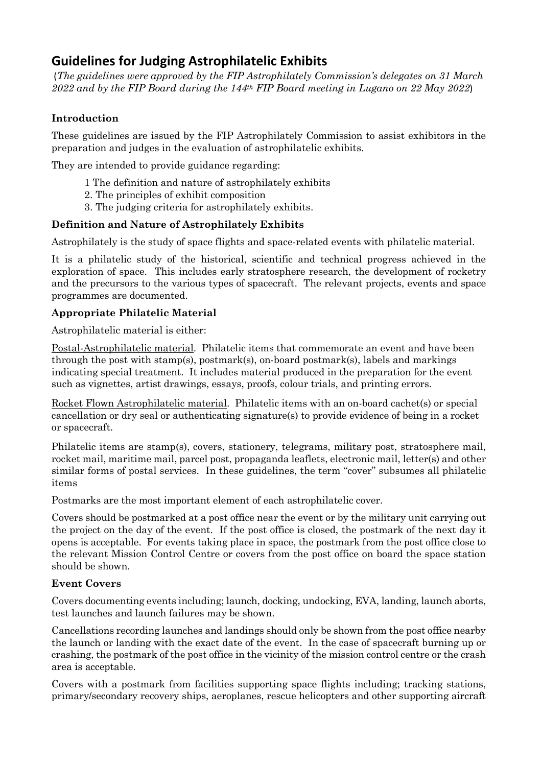# Guidelines for Judging Astrophilatelic Exhibits

(*The guidelines were approved by the FIP Astrophilately Commission's delegates on 31 March 2022 and by the FIP Board during the 144th FIP Board meeting in Lugano on 22 May 2022*)

### Introduction

These guidelines are issued by the FIP Astrophilately Commission to assist exhibitors in the preparation and judges in the evaluation of astrophilatelic exhibits.

They are intended to provide guidance regarding:

1 The definition and nature of astrophilately exhibits
2. The principles of exhibit composition
3. The judging criteria for astrophilately exhibits.

### Definition and Nature of Astrophilately Exhibits

Astrophilately is the study of space flights and space-related events with philatelic material.

It is a philatelic study of the historical, scientific and technical progress achieved in the exploration of space. This includes early stratosphere research, the development of rocketry and the precursors to the various types of spacecraft. The relevant projects, events and space programmes are documented.

### Appropriate Philatelic Material

Astrophilatelic material is either:

Postal-Astrophilatelic material. Philatelic items that commemorate an event and have been through the post with stamp(s), postmark(s), on-board postmark(s), labels and markings indicating special treatment. It includes material produced in the preparation for the event such as vignettes, artist drawings, essays, proofs, colour trials, and printing errors.

Rocket Flown Astrophilatelic material. Philatelic items with an on-board cachet(s) or special cancellation or dry seal or authenticating signature(s) to provide evidence of being in a rocket or spacecraft.

Philatelic items are stamp(s), covers, stationery, telegrams, military post, stratosphere mail, rocket mail, maritime mail, parcel post, propaganda leaflets, electronic mail, letter(s) and other similar forms of postal services. In these guidelines, the term "cover" subsumes all philatelic items

Postmarks are the most important element of each astrophilatelic cover.

Covers should be postmarked at a post office near the event or by the military unit carrying out the project on the day of the event. If the post office is closed, the postmark of the next day it opens is acceptable. For events taking place in space, the postmark from the post office close to the relevant Mission Control Centre or covers from the post office on board the space station should be shown.

### Event Covers

Covers documenting events including; launch, docking, undocking, EVA, landing, launch aborts, test launches and launch failures may be shown.

Cancellations recording launches and landings should only be shown from the post office nearby the launch or landing with the exact date of the event. In the case of spacecraft burning up or crashing, the postmark of the post office in the vicinity of the mission control centre or the crash area is acceptable.

Covers with a postmark from facilities supporting space flights including; tracking stations, primary/secondary recovery ships, aeroplanes, rescue helicopters and other supporting aircraft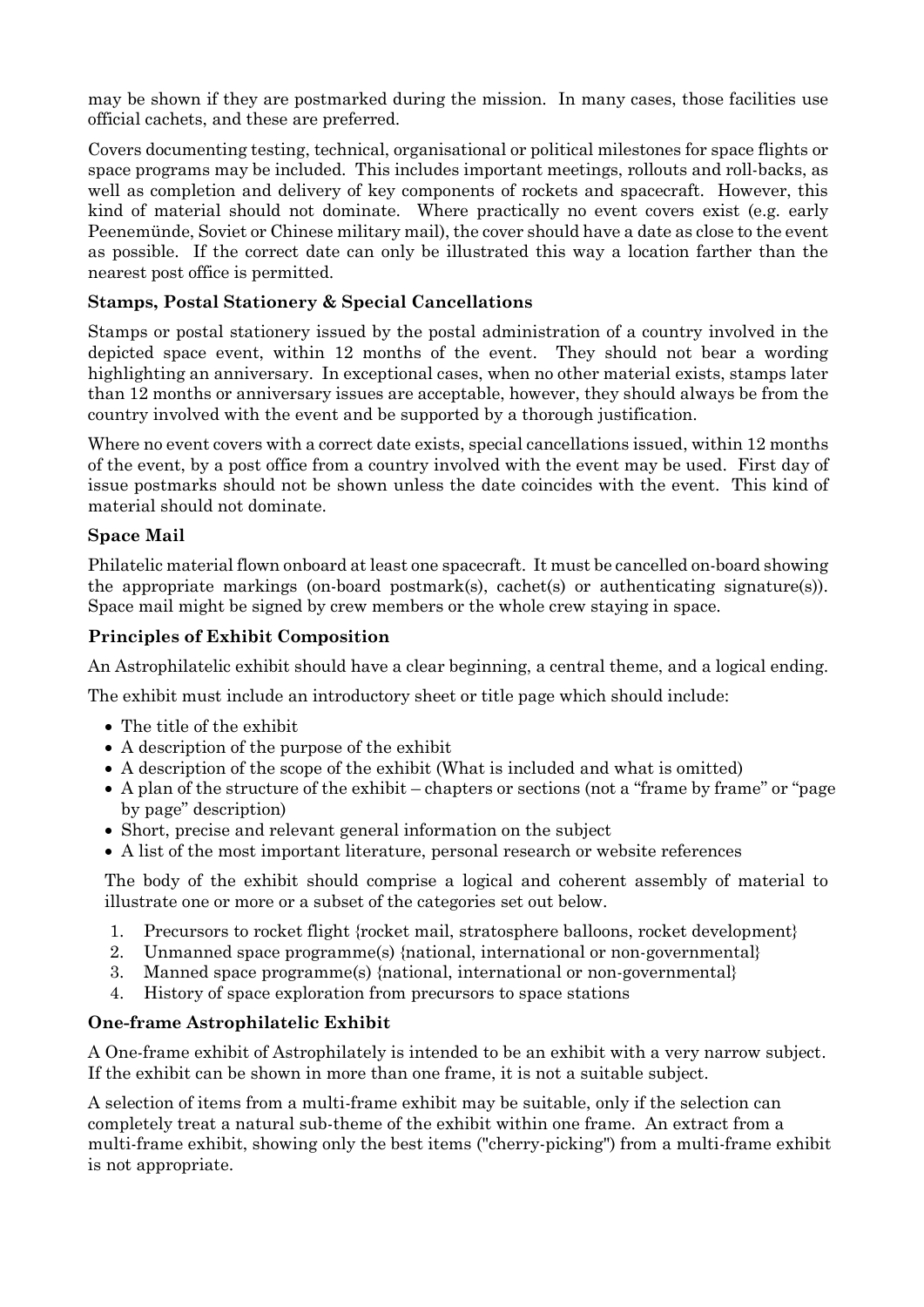may be shown if they are postmarked during the mission. In many cases, those facilities use official cachets, and these are preferred.

Covers documenting testing, technical, organisational or political milestones for space flights or space programs may be included. This includes important meetings, rollouts and roll-backs, as well as completion and delivery of key components of rockets and spacecraft. However, this kind of material should not dominate. Where practically no event covers exist (e.g. early Peenemünde, Soviet or Chinese military mail), the cover should have a date as close to the event as possible. If the correct date can only be illustrated this way a location farther than the nearest post office is permitted.

### Stamps, Postal Stationery & Special Cancellations

Stamps or postal stationery issued by the postal administration of a country involved in the depicted space event, within 12 months of the event. They should not bear a wording highlighting an anniversary. In exceptional cases, when no other material exists, stamps later than 12 months or anniversary issues are acceptable, however, they should always be from the country involved with the event and be supported by a thorough justification.

Where no event covers with a correct date exists, special cancellations issued, within 12 months of the event, by a post office from a country involved with the event may be used. First day of issue postmarks should not be shown unless the date coincides with the event. This kind of material should not dominate.

### Space Mail

Philatelic material flown onboard at least one spacecraft. It must be cancelled on-board showing the appropriate markings (on-board postmark(s), cachet(s) or authenticating signature(s)). Space mail might be signed by crew members or the whole crew staying in space.

### Principles of Exhibit Composition

An Astrophilatelic exhibit should have a clear beginning, a central theme, and a logical ending.

The exhibit must include an introductory sheet or title page which should include:

- The title of the exhibit
- A description of the purpose of the exhibit
- A description of the scope of the exhibit (What is included and what is omitted)
- A plan of the structure of the exhibit – chapters or sections (not a "frame by frame" or "page by page" description)
- Short, precise and relevant general information on the subject
- A list of the most important literature, personal research or website references

The body of the exhibit should comprise a logical and coherent assembly of material to illustrate one or more or a subset of the categories set out below.

1. Precursors to rocket flight {rocket mail, stratosphere balloons, rocket development}
2. Unmanned space programme(s) {national, international or non-governmental}
3. Manned space programme(s) {national, international or non-governmental}
4. History of space exploration from precursors to space stations

### One-frame Astrophilatelic Exhibit

A One-frame exhibit of Astrophilately is intended to be an exhibit with a very narrow subject. If the exhibit can be shown in more than one frame, it is not a suitable subject.

A selection of items from a multi-frame exhibit may be suitable, only if the selection can completely treat a natural sub-theme of the exhibit within one frame. An extract from a multi-frame exhibit, showing only the best items ("cherry-picking") from a multi-frame exhibit is not appropriate.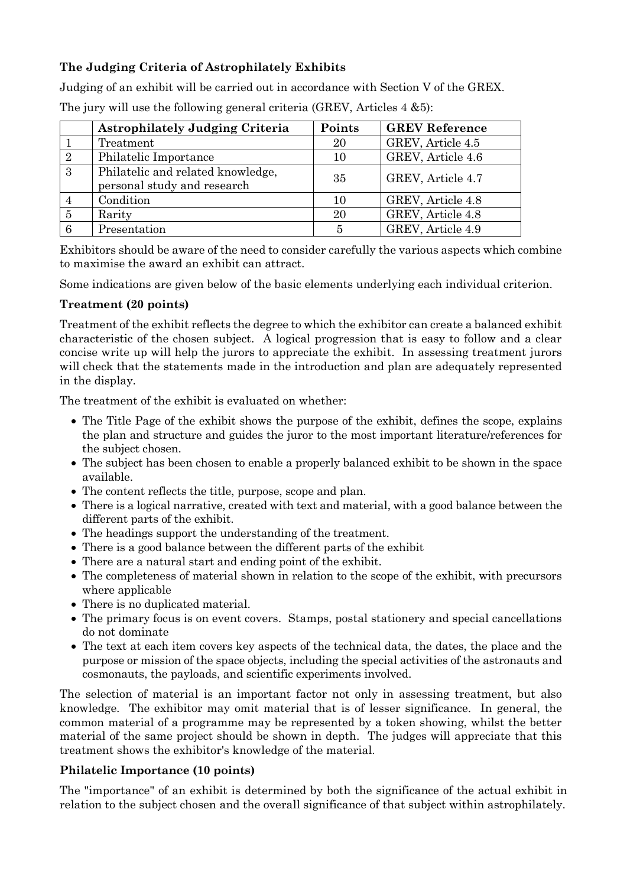**The Judging Criteria of Astrophilately Exhibits**

Judging of an exhibit will be carried out in accordance with Section V of the GREX.

The jury will use the following general criteria (GREV, Articles 4 &5):

| | Astrophilately Judging Criteria | Points | GREV Reference |
|---|---|---|---|
| 1 | Treatment | 20 | GREV, Article 4.5 |
| 2 | Philatelic Importance | 10 | GREV, Article 4.6 |
| 3 | Philatelic and related knowledge, personal study and research | 35 | GREV, Article 4.7 |
| 4 | Condition | 10 | GREV, Article 4.8 |
| 5 | Rarity | 20 | GREV, Article 4.8 |
| 6 | Presentation | 5 | GREV, Article 4.9 |

Exhibitors should be aware of the need to consider carefully the various aspects which combine to maximise the award an exhibit can attract.

Some indications are given below of the basic elements underlying each individual criterion.

**Treatment (20 points)**

Treatment of the exhibit reflects the degree to which the exhibitor can create a balanced exhibit characteristic of the chosen subject. A logical progression that is easy to follow and a clear concise write up will help the jurors to appreciate the exhibit. In assessing treatment jurors will check that the statements made in the introduction and plan are adequately represented in the display.

The treatment of the exhibit is evaluated on whether:

- The Title Page of the exhibit shows the purpose of the exhibit, defines the scope, explains the plan and structure and guides the juror to the most important literature/references for the subject chosen.
- The subject has been chosen to enable a properly balanced exhibit to be shown in the space available.
- The content reflects the title, purpose, scope and plan.
- There is a logical narrative, created with text and material, with a good balance between the different parts of the exhibit.
- The headings support the understanding of the treatment.
- There is a good balance between the different parts of the exhibit
- There are a natural start and ending point of the exhibit.
- The completeness of material shown in relation to the scope of the exhibit, with precursors where applicable
- There is no duplicated material.
- The primary focus is on event covers. Stamps, postal stationery and special cancellations do not dominate
- The text at each item covers key aspects of the technical data, the dates, the place and the purpose or mission of the space objects, including the special activities of the astronauts and cosmonauts, the payloads, and scientific experiments involved.

The selection of material is an important factor not only in assessing treatment, but also knowledge. The exhibitor may omit material that is of lesser significance. In general, the common material of a programme may be represented by a token showing, whilst the better material of the same project should be shown in depth. The judges will appreciate that this treatment shows the exhibitor's knowledge of the material.

**Philatelic Importance (10 points)**

The "importance" of an exhibit is determined by both the significance of the actual exhibit in relation to the subject chosen and the overall significance of that subject within astrophilately.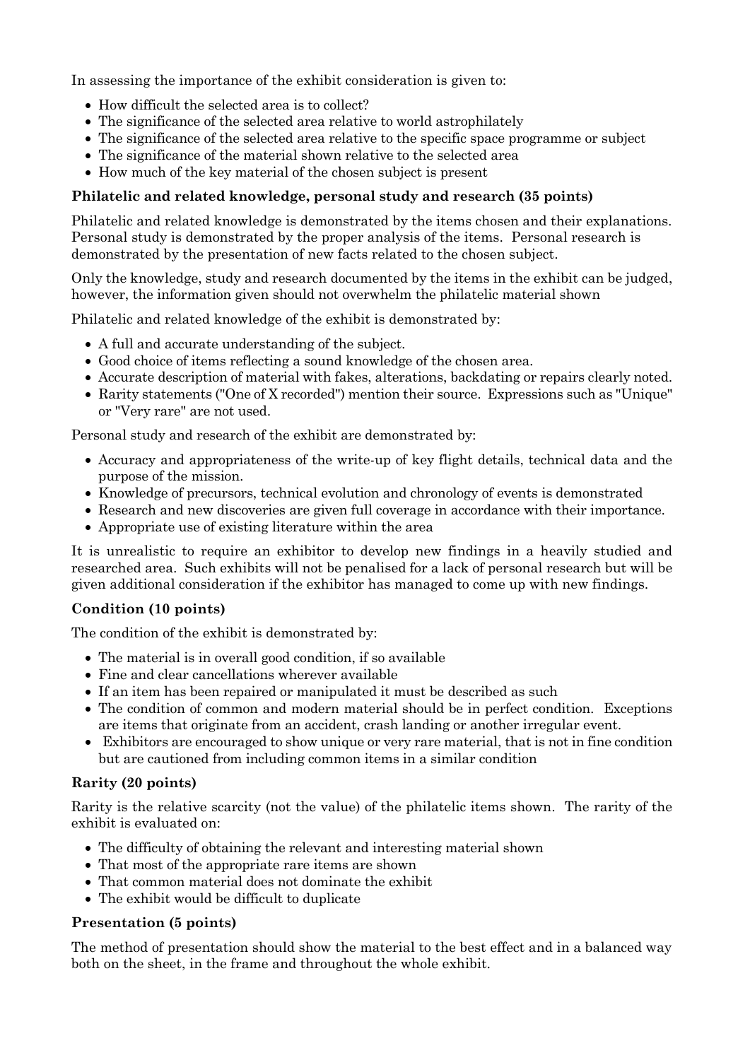In assessing the importance of the exhibit consideration is given to:

- How difficult the selected area is to collect?
- The significance of the selected area relative to world astrophilately
- The significance of the selected area relative to the specific space programme or subject
- The significance of the material shown relative to the selected area
- How much of the key material of the chosen subject is present

**Philatelic and related knowledge, personal study and research (35 points)**

Philatelic and related knowledge is demonstrated by the items chosen and their explanations. Personal study is demonstrated by the proper analysis of the items. Personal research is demonstrated by the presentation of new facts related to the chosen subject.

Only the knowledge, study and research documented by the items in the exhibit can be judged, however, the information given should not overwhelm the philatelic material shown

Philatelic and related knowledge of the exhibit is demonstrated by:

- A full and accurate understanding of the subject.
- Good choice of items reflecting a sound knowledge of the chosen area.
- Accurate description of material with fakes, alterations, backdating or repairs clearly noted.
- Rarity statements ("One of X recorded") mention their source. Expressions such as "Unique" or "Very rare" are not used.

Personal study and research of the exhibit are demonstrated by:

- Accuracy and appropriateness of the write-up of key flight details, technical data and the purpose of the mission.
- Knowledge of precursors, technical evolution and chronology of events is demonstrated
- Research and new discoveries are given full coverage in accordance with their importance.
- Appropriate use of existing literature within the area

It is unrealistic to require an exhibitor to develop new findings in a heavily studied and researched area. Such exhibits will not be penalised for a lack of personal research but will be given additional consideration if the exhibitor has managed to come up with new findings.

**Condition (10 points)**

The condition of the exhibit is demonstrated by:

- The material is in overall good condition, if so available
- Fine and clear cancellations wherever available
- If an item has been repaired or manipulated it must be described as such
- The condition of common and modern material should be in perfect condition. Exceptions are items that originate from an accident, crash landing or another irregular event.
- Exhibitors are encouraged to show unique or very rare material, that is not in fine condition but are cautioned from including common items in a similar condition

**Rarity (20 points)**

Rarity is the relative scarcity (not the value) of the philatelic items shown. The rarity of the exhibit is evaluated on:

- The difficulty of obtaining the relevant and interesting material shown
- That most of the appropriate rare items are shown
- That common material does not dominate the exhibit
- The exhibit would be difficult to duplicate

**Presentation (5 points)**

The method of presentation should show the material to the best effect and in a balanced way both on the sheet, in the frame and throughout the whole exhibit.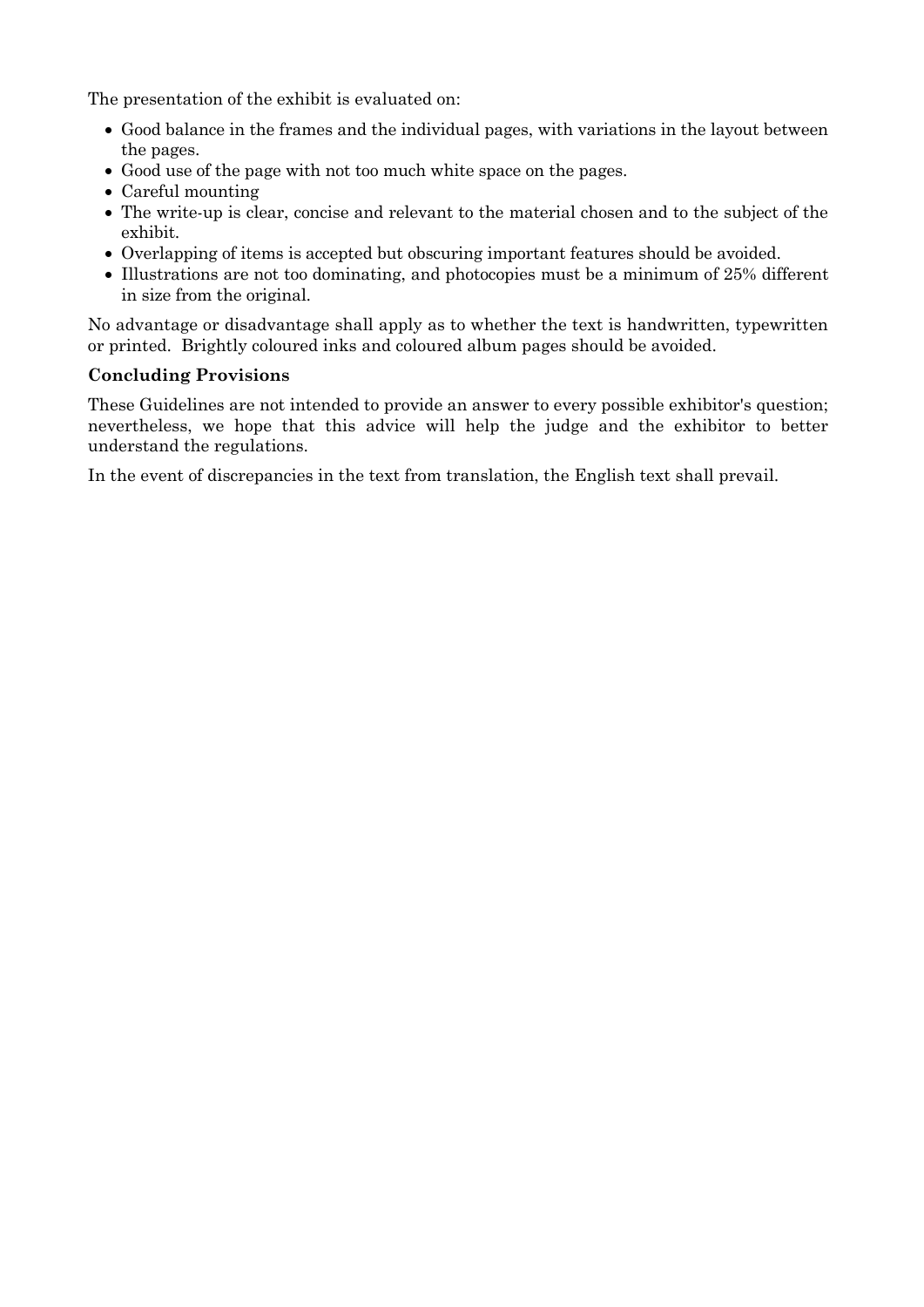The presentation of the exhibit is evaluated on:

- Good balance in the frames and the individual pages, with variations in the layout between the pages.
- Good use of the page with not too much white space on the pages.
- Careful mounting
- The write-up is clear, concise and relevant to the material chosen and to the subject of the exhibit.
- Overlapping of items is accepted but obscuring important features should be avoided.
- Illustrations are not too dominating, and photocopies must be a minimum of 25% different in size from the original.

No advantage or disadvantage shall apply as to whether the text is handwritten, typewritten or printed. Brightly coloured inks and coloured album pages should be avoided.

**Concluding Provisions**

These Guidelines are not intended to provide an answer to every possible exhibitor's question; nevertheless, we hope that this advice will help the judge and the exhibitor to better understand the regulations.

In the event of discrepancies in the text from translation, the English text shall prevail.